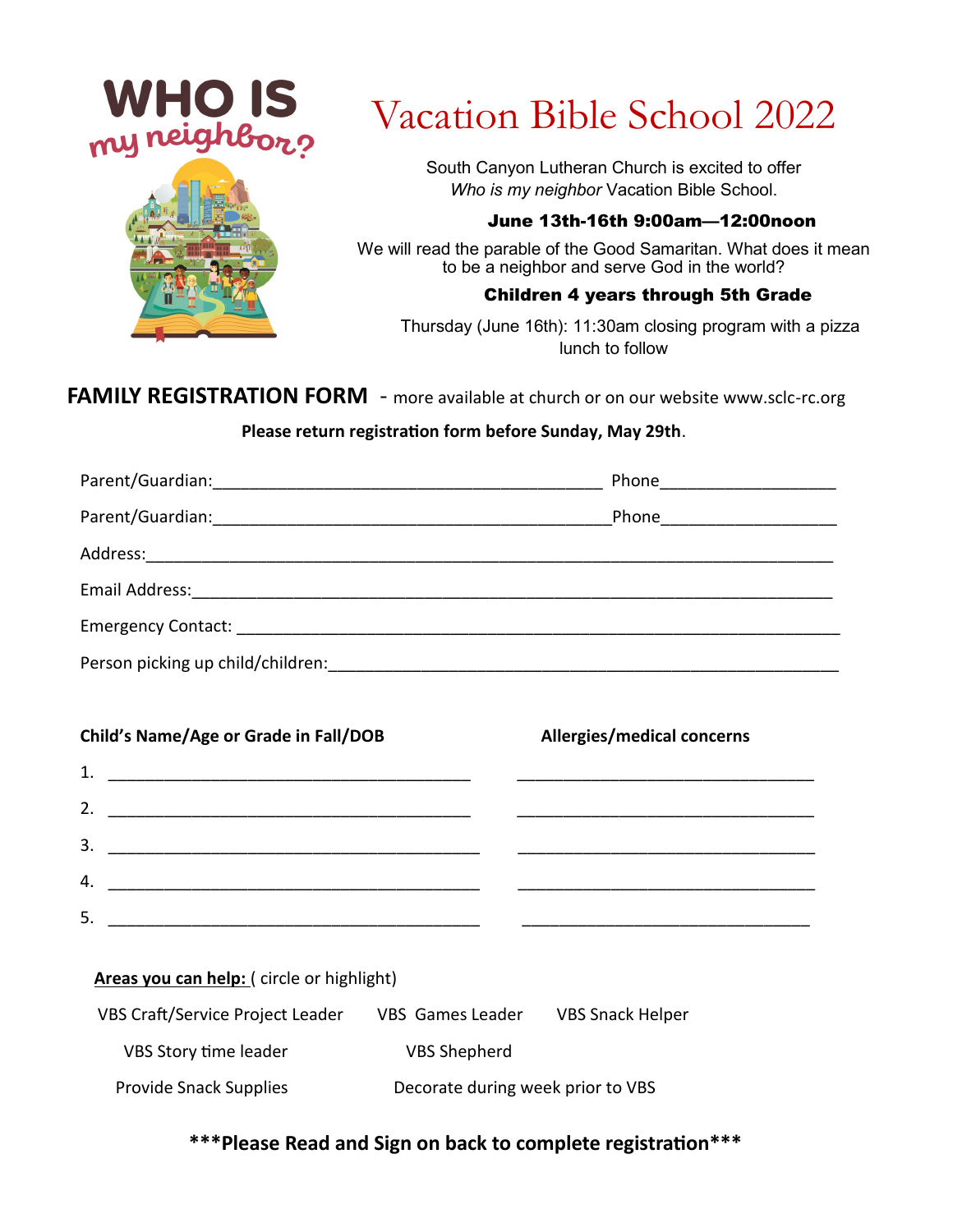WHO IS *my neighbor?*

# Vacation Bible School 2022

South Canyon Lutheran Church is excited to offer *Who is my neighbor* Vacation Bible School.

**June 13th-16th 9:00am—12:00noon**

We will read the parable of the Good Samaritan. What does it mean to be a neighbor and serve God in the world?

**Children 4 years through 5th Grade**

Thursday (June 16th): 11:30am closing program with a pizza lunch to follow

## FAMILY REGISTRATION FORM - more available at church or on our website www.sclc-rc.org

**Please return registration form before Sunday, May 29th.**

Parent/Guardian:____________________________________________ Phone____________________

Parent/Guardian:____________________________________________ Phone____________________

Address:_____________________________________________________________________________

Email Address:_______________________________________________________________________

Emergency Contact: ___________________________________________________________________

Person picking up child/children:_______________________________________________________

| **Child's Name/Age or Grade in Fall/DOB** | **Allergies/medical concerns** |
|---|---|
| 1. ________________________________________ | ________________________________ |
| 2. ________________________________________ | ________________________________ |
| 3. ________________________________________ | ________________________________ |
| 4. ________________________________________ | ________________________________ |
| 5. ________________________________________ | ________________________________ |

**<u>Areas you can help:</u>** ( circle or highlight)

VBS Craft/Service Project Leader    VBS Games Leader    VBS Snack Helper

VBS Story time leader    VBS Shepherd

Provide Snack Supplies    Decorate during week prior to VBS

**\*\*\*Please Read and Sign on back to complete registration\*\*\***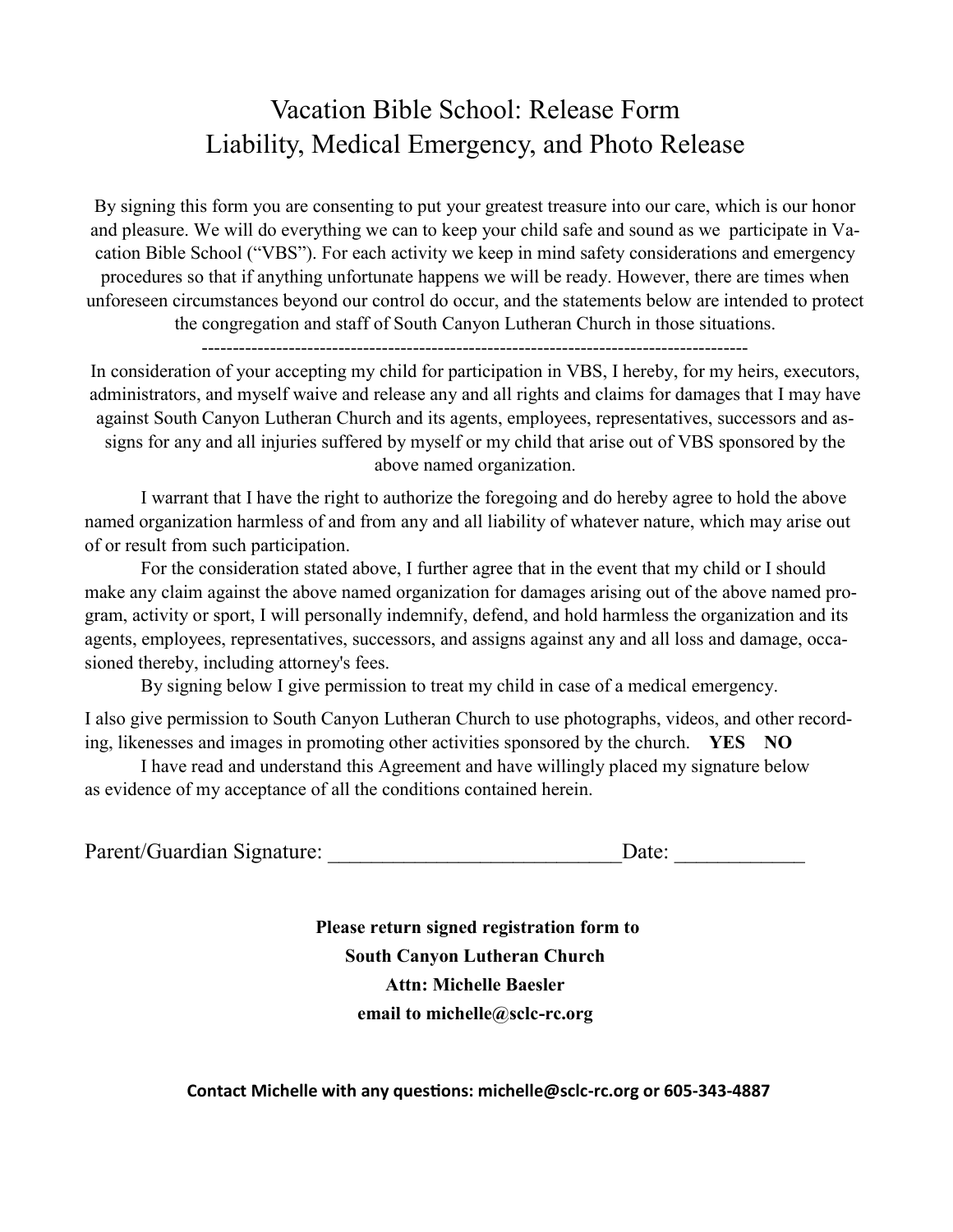# Vacation Bible School: Release Form
## Liability, Medical Emergency, and Photo Release

By signing this form you are consenting to put your greatest treasure into our care, which is our honor and pleasure. We will do everything we can to keep your child safe and sound as we participate in Vacation Bible School ("VBS"). For each activity we keep in mind safety considerations and emergency procedures so that if anything unfortunate happens we will be ready. However, there are times when unforeseen circumstances beyond our control do occur, and the statements below are intended to protect the congregation and staff of South Canyon Lutheran Church in those situations.

---

In consideration of your accepting my child for participation in VBS, I hereby, for my heirs, executors, administrators, and myself waive and release any and all rights and claims for damages that I may have against South Canyon Lutheran Church and its agents, employees, representatives, successors and assigns for any and all injuries suffered by myself or my child that arise out of VBS sponsored by the above named organization.

I warrant that I have the right to authorize the foregoing and do hereby agree to hold the above named organization harmless of and from any and all liability of whatever nature, which may arise out of or result from such participation.

For the consideration stated above, I further agree that in the event that my child or I should make any claim against the above named organization for damages arising out of the above named program, activity or sport, I will personally indemnify, defend, and hold harmless the organization and its agents, employees, representatives, successors, and assigns against any and all loss and damage, occasioned thereby, including attorney's fees.

By signing below I give permission to treat my child in case of a medical emergency.

I also give permission to South Canyon Lutheran Church to use photographs, videos, and other recording, likenesses and images in promoting other activities sponsored by the church. **YES NO**

I have read and understand this Agreement and have willingly placed my signature below as evidence of my acceptance of all the conditions contained herein.

Parent/Guardian Signature: ___________________________ Date: ____________

**Please return signed registration form to**
**South Canyon Lutheran Church**
**Attn: Michelle Baesler**
**email to michelle@sclc-rc.org**

**Contact Michelle with any questions: michelle@sclc-rc.org or 605-343-4887**